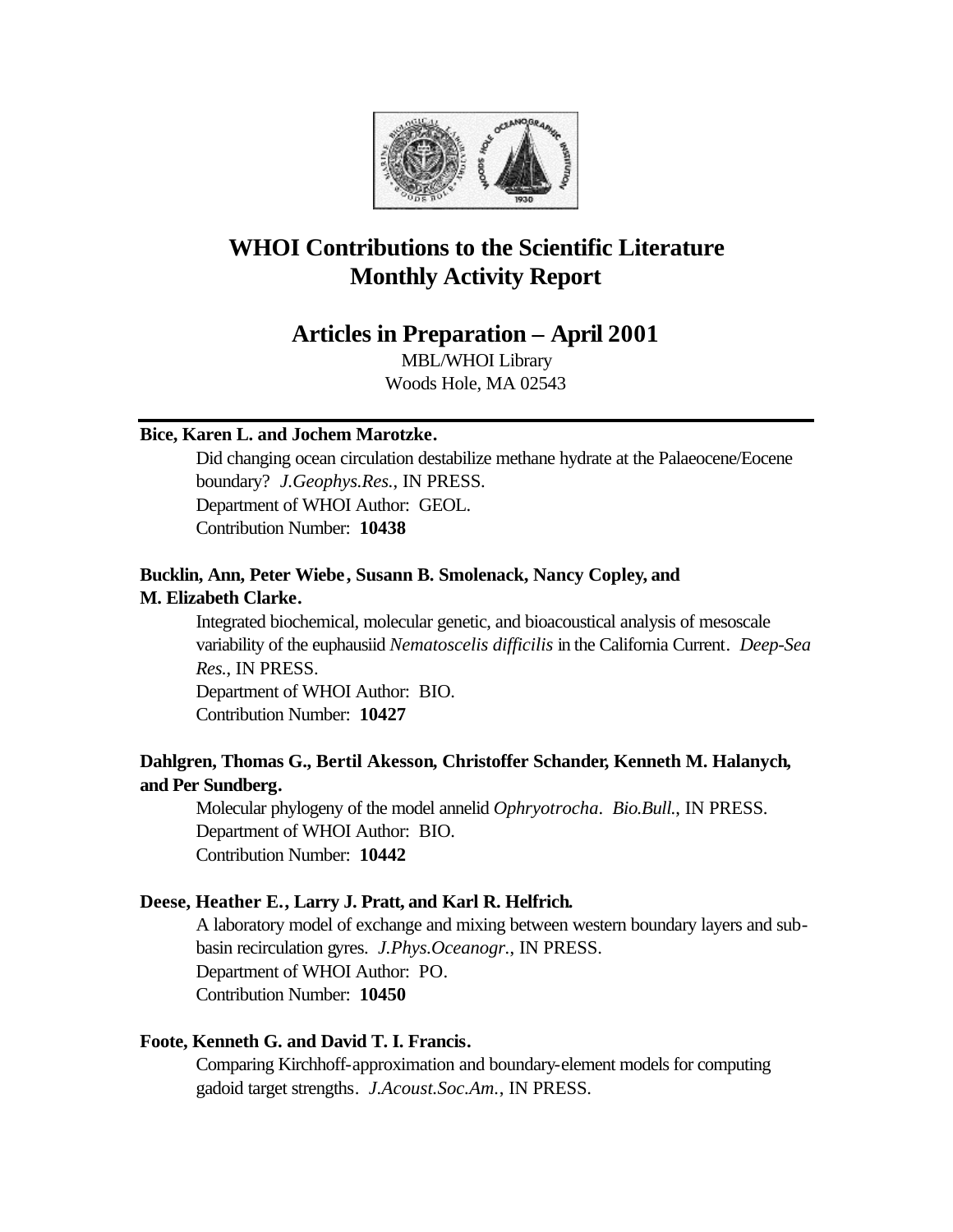# WHOI Contributions to the Scientific Literature Monthly Activity Report

## Articles in Preparation – April 2001

MBL/WHOI Library
Woods Hole, MA 02543

---

**Bice, Karen L. and Jochem Marotzke.**

Did changing ocean circulation destabilize methane hydrate at the Palaeocene/Eocene boundary? *J.Geophys.Res.*, IN PRESS.
Department of WHOI Author: GEOL.
Contribution Number: **10438**

**Bucklin, Ann, Peter Wiebe, Susann B. Smolenack, Nancy Copley, and M. Elizabeth Clarke.**

Integrated biochemical, molecular genetic, and bioacoustical analysis of mesoscale variability of the euphausiid *Nematoscelis difficilis* in the California Current. *Deep-Sea Res.*, IN PRESS.
Department of WHOI Author: BIO.
Contribution Number: **10427**

**Dahlgren, Thomas G., Bertil Akesson, Christoffer Schander, Kenneth M. Halanych, and Per Sundberg.**

Molecular phylogeny of the model annelid *Ophryotrocha*. *Bio.Bull.*, IN PRESS.
Department of WHOI Author: BIO.
Contribution Number: **10442**

**Deese, Heather E., Larry J. Pratt, and Karl R. Helfrich.**

A laboratory model of exchange and mixing between western boundary layers and sub-basin recirculation gyres. *J.Phys.Oceanogr.*, IN PRESS.
Department of WHOI Author: PO.
Contribution Number: **10450**

**Foote, Kenneth G. and David T. I. Francis.**

Comparing Kirchhoff-approximation and boundary-element models for computing gadoid target strengths. *J.Acoust.Soc.Am.*, IN PRESS.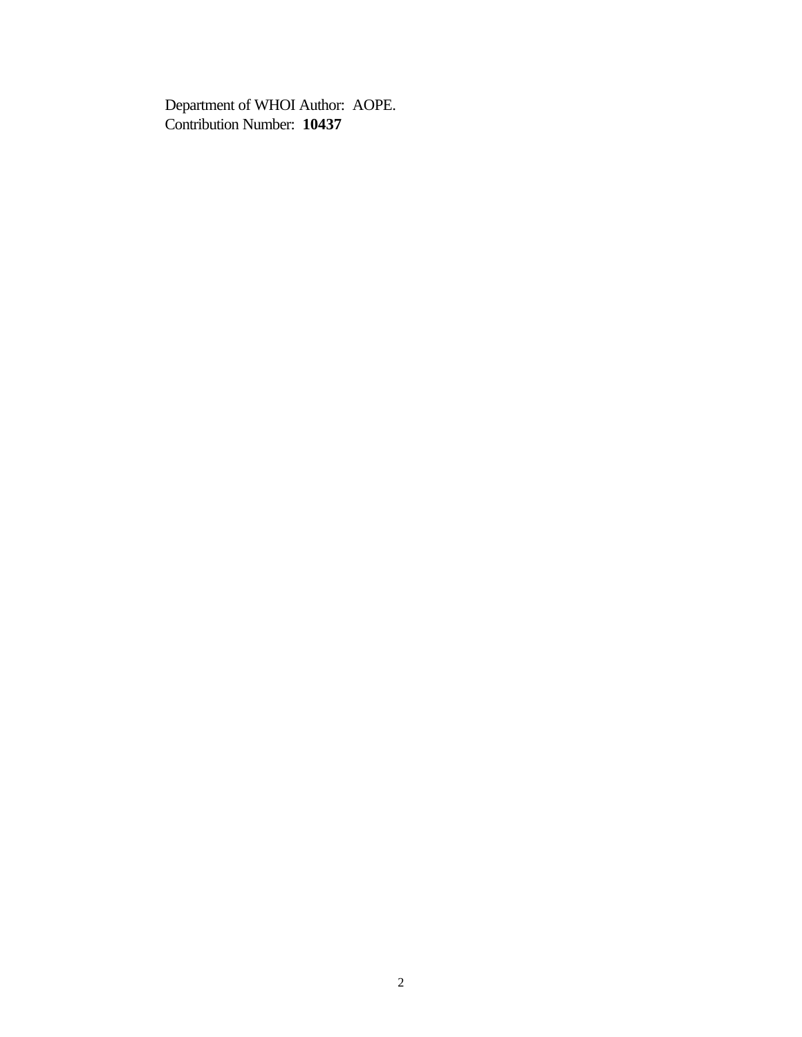Department of WHOI Author: AOPE.
Contribution Number: **10437**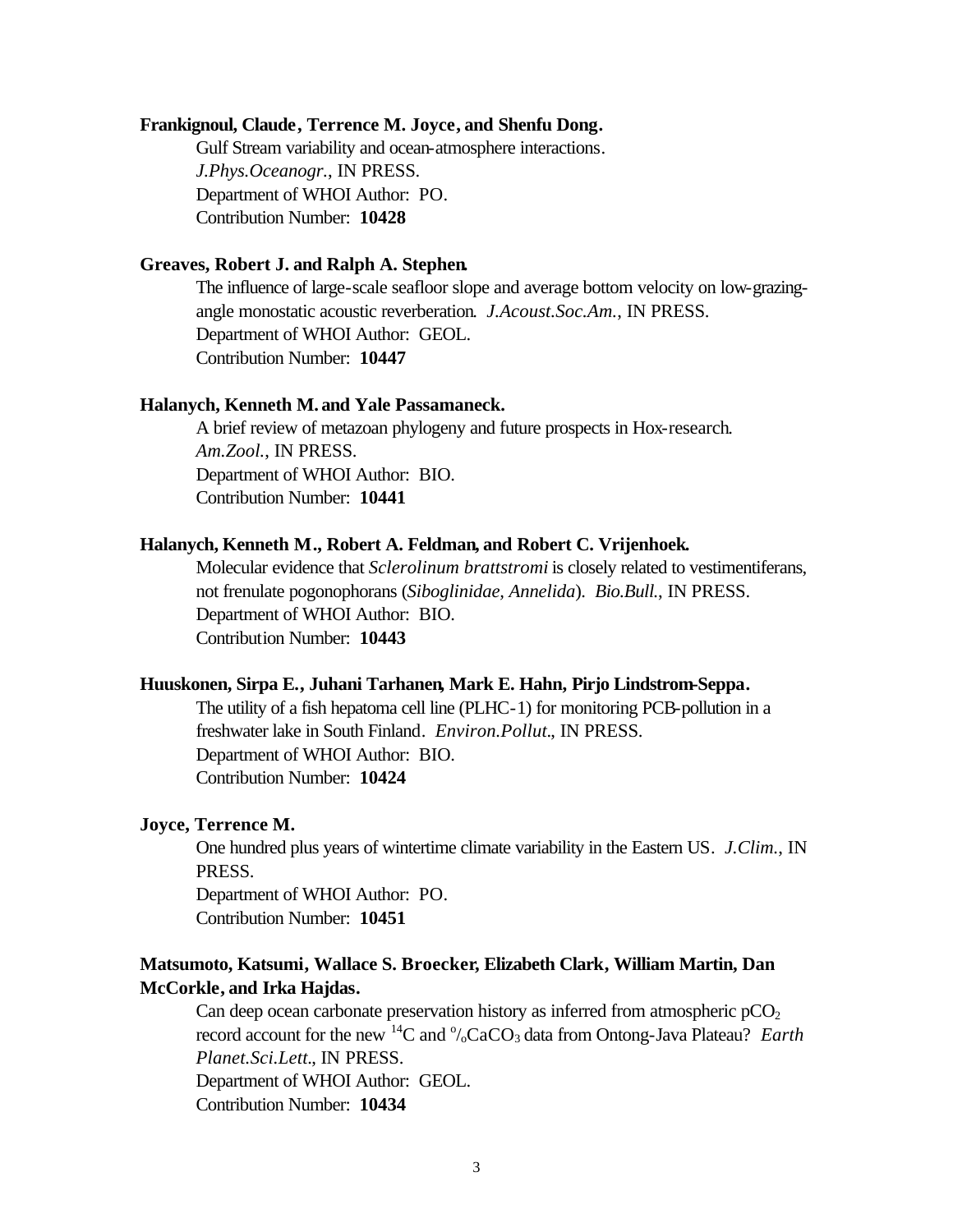**Frankignoul, Claude, Terrence M. Joyce, and Shenfu Dong.**

Gulf Stream variability and ocean-atmosphere interactions. *J.Phys.Oceanogr.*, IN PRESS.
Department of WHOI Author: PO.
Contribution Number: **10428**

**Greaves, Robert J. and Ralph A. Stephen.**

The influence of large-scale seafloor slope and average bottom velocity on low-grazing-angle monostatic acoustic reverberation. *J.Acoust.Soc.Am.*, IN PRESS.
Department of WHOI Author: GEOL.
Contribution Number: **10447**

**Halanych, Kenneth M. and Yale Passamaneck.**

A brief review of metazoan phylogeny and future prospects in Hox-research. *Am.Zool.*, IN PRESS.
Department of WHOI Author: BIO.
Contribution Number: **10441**

**Halanych, Kenneth M., Robert A. Feldman, and Robert C. Vrijenhoek.**

Molecular evidence that *Sclerolinum brattstromi* is closely related to vestimentiferans, not frenulate pogonophorans (*Siboglinidae, Annelida*). *Bio.Bull.*, IN PRESS.
Department of WHOI Author: BIO.
Contribution Number: **10443**

**Huuskonen, Sirpa E., Juhani Tarhanen, Mark E. Hahn, Pirjo Lindstrom-Seppa.**

The utility of a fish hepatoma cell line (PLHC-1) for monitoring PCB-pollution in a freshwater lake in South Finland. *Environ.Pollut.*, IN PRESS.
Department of WHOI Author: BIO.
Contribution Number: **10424**

**Joyce, Terrence M.**

One hundred plus years of wintertime climate variability in the Eastern US. *J.Clim.*, IN PRESS.
Department of WHOI Author: PO.
Contribution Number: **10451**

**Matsumoto, Katsumi, Wallace S. Broecker, Elizabeth Clark, William Martin, Dan McCorkle, and Irka Hajdas.**

Can deep ocean carbonate preservation history as inferred from atmospheric $pCO_2$ record account for the new $^{14}C$ and $^{o}/_{o}CaCO_3$ data from Ontong-Java Plateau? *Earth Planet.Sci.Lett.*, IN PRESS.
Department of WHOI Author: GEOL.
Contribution Number: **10434**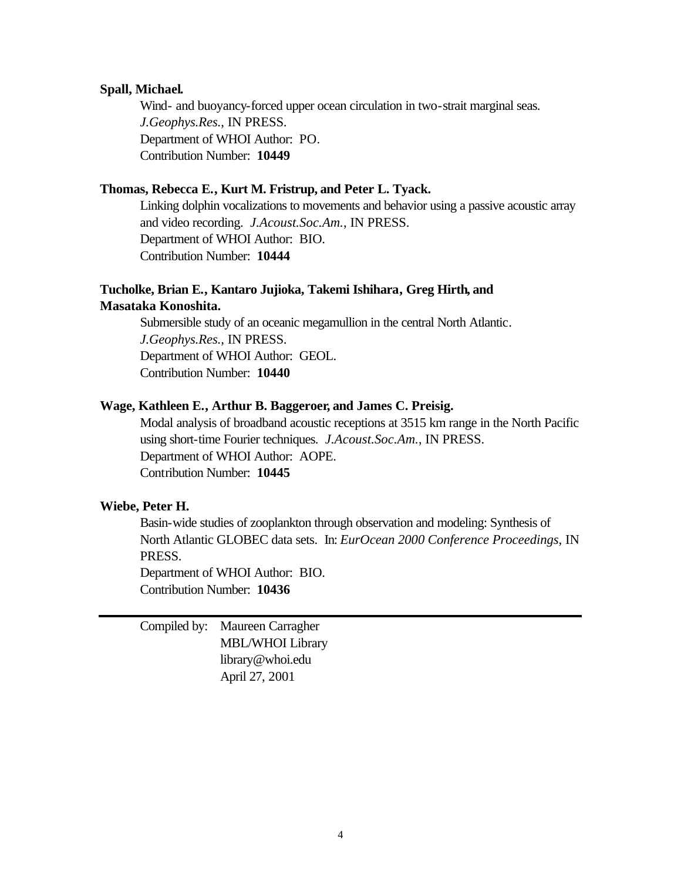**Spall, Michael.**

Wind- and buoyancy-forced upper ocean circulation in two-strait marginal seas. *J.Geophys.Res.*, IN PRESS.
Department of WHOI Author: PO.
Contribution Number: **10449**

**Thomas, Rebecca E., Kurt M. Fristrup, and Peter L. Tyack.**

Linking dolphin vocalizations to movements and behavior using a passive acoustic array and video recording. *J.Acoust.Soc.Am.*, IN PRESS.
Department of WHOI Author: BIO.
Contribution Number: **10444**

**Tucholke, Brian E., Kantaro Jujioka, Takemi Ishihara, Greg Hirth, and Masataka Konoshita.**

Submersible study of an oceanic megamullion in the central North Atlantic. *J.Geophys.Res.*, IN PRESS.
Department of WHOI Author: GEOL.
Contribution Number: **10440**

**Wage, Kathleen E., Arthur B. Baggeroer, and James C. Preisig.**

Modal analysis of broadband acoustic receptions at 3515 km range in the North Pacific using short-time Fourier techniques. *J.Acoust.Soc.Am.*, IN PRESS.
Department of WHOI Author: AOPE.
Contribution Number: **10445**

**Wiebe, Peter H.**

Basin-wide studies of zooplankton through observation and modeling: Synthesis of North Atlantic GLOBEC data sets. In: *EurOcean 2000 Conference Proceedings*, IN PRESS.
Department of WHOI Author: BIO.
Contribution Number: **10436**

---

Compiled by: Maureen Carragher
MBL/WHOI Library
library@whoi.edu
April 27, 2001